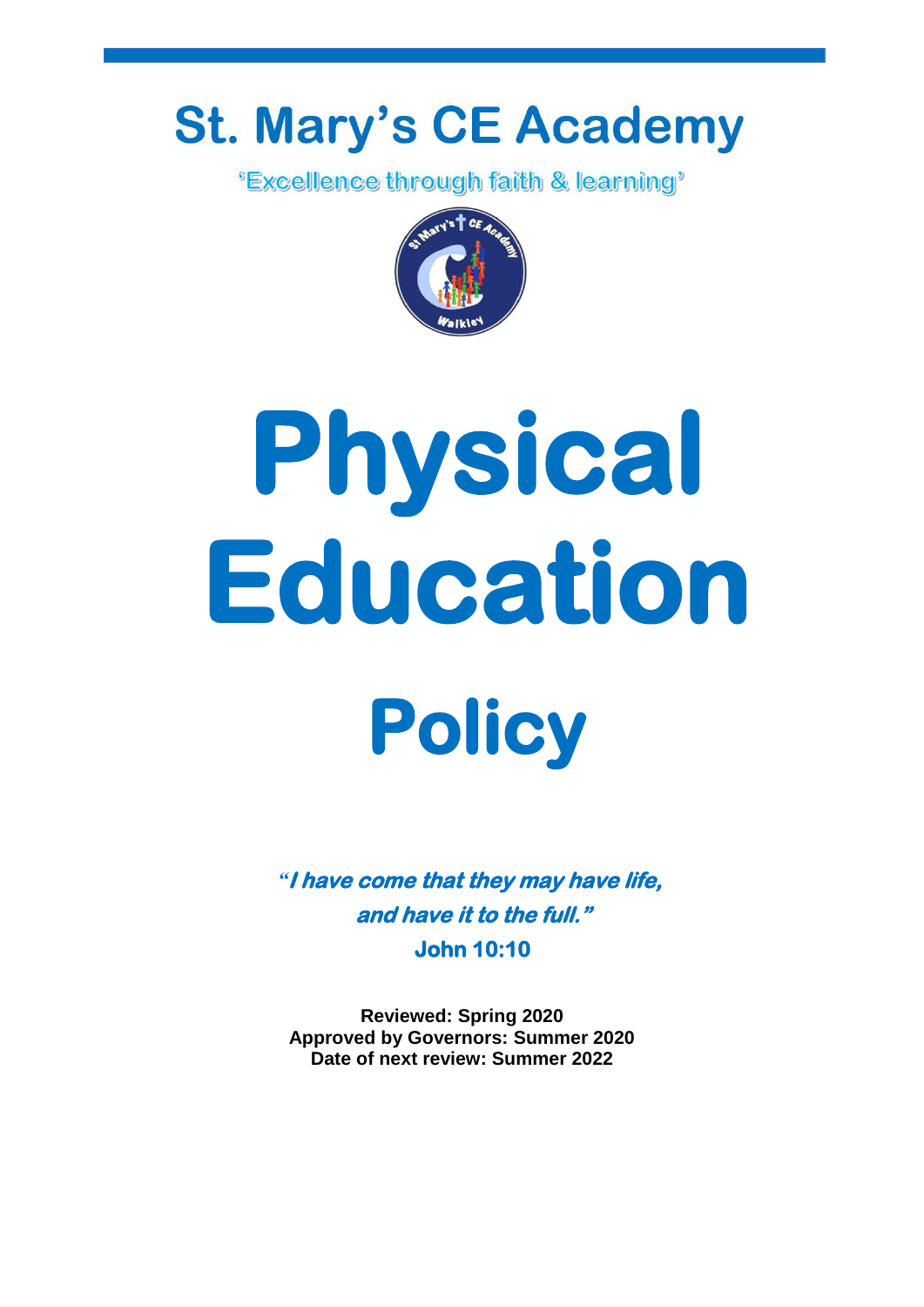# St. Mary's CE Academy

'Excellence through faith & learning'

# Physical Education Policy

***"I have come that they may have life, and have it to the full."***
**John 10:10**

**Reviewed: Spring 2020**
**Approved by Governors: Summer 2020**
**Date of next review: Summer 2022**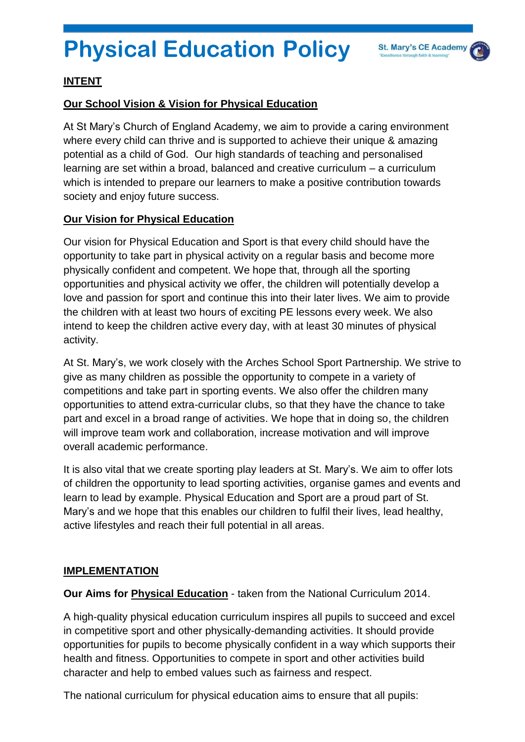# Physical Education Policy

**INTENT**

**Our School Vision & Vision for Physical Education**

At St Mary's Church of England Academy, we aim to provide a caring environment where every child can thrive and is supported to achieve their unique & amazing potential as a child of God. Our high standards of teaching and personalised learning are set within a broad, balanced and creative curriculum – a curriculum which is intended to prepare our learners to make a positive contribution towards society and enjoy future success.

**Our Vision for Physical Education**

Our vision for Physical Education and Sport is that every child should have the opportunity to take part in physical activity on a regular basis and become more physically confident and competent. We hope that, through all the sporting opportunities and physical activity we offer, the children will potentially develop a love and passion for sport and continue this into their later lives. We aim to provide the children with at least two hours of exciting PE lessons every week. We also intend to keep the children active every day, with at least 30 minutes of physical activity.

At St. Mary's, we work closely with the Arches School Sport Partnership. We strive to give as many children as possible the opportunity to compete in a variety of competitions and take part in sporting events. We also offer the children many opportunities to attend extra-curricular clubs, so that they have the chance to take part and excel in a broad range of activities. We hope that in doing so, the children will improve team work and collaboration, increase motivation and will improve overall academic performance.

It is also vital that we create sporting play leaders at St. Mary's. We aim to offer lots of children the opportunity to lead sporting activities, organise games and events and learn to lead by example. Physical Education and Sport are a proud part of St. Mary's and we hope that this enables our children to fulfil their lives, lead healthy, active lifestyles and reach their full potential in all areas.

**IMPLEMENTATION**

**Our Aims for Physical Education** - taken from the National Curriculum 2014.

A high-quality physical education curriculum inspires all pupils to succeed and excel in competitive sport and other physically-demanding activities. It should provide opportunities for pupils to become physically confident in a way which supports their health and fitness. Opportunities to compete in sport and other activities build character and help to embed values such as fairness and respect.

The national curriculum for physical education aims to ensure that all pupils: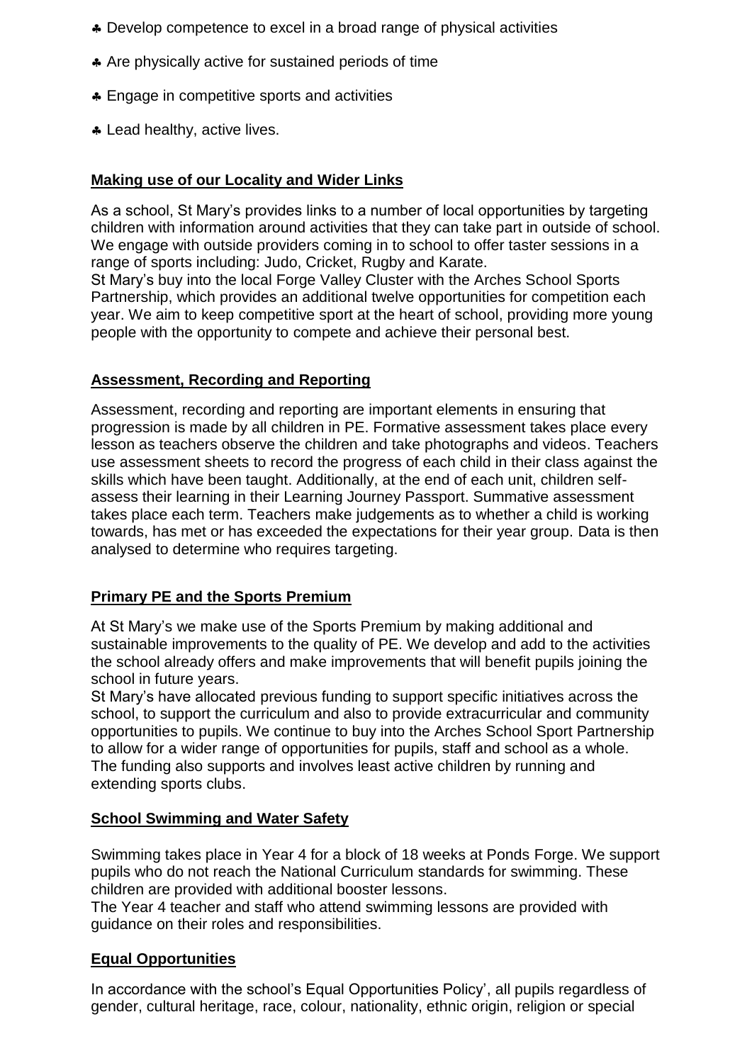- Develop competence to excel in a broad range of physical activities
- Are physically active for sustained periods of time
- Engage in competitive sports and activities
- Lead healthy, active lives.

## **Making use of our Locality and Wider Links**

As a school, St Mary's provides links to a number of local opportunities by targeting children with information around activities that they can take part in outside of school. We engage with outside providers coming in to school to offer taster sessions in a range of sports including: Judo, Cricket, Rugby and Karate.
St Mary's buy into the local Forge Valley Cluster with the Arches School Sports Partnership, which provides an additional twelve opportunities for competition each year. We aim to keep competitive sport at the heart of school, providing more young people with the opportunity to compete and achieve their personal best.

## **Assessment, Recording and Reporting**

Assessment, recording and reporting are important elements in ensuring that progression is made by all children in PE. Formative assessment takes place every lesson as teachers observe the children and take photographs and videos. Teachers use assessment sheets to record the progress of each child in their class against the skills which have been taught. Additionally, at the end of each unit, children self-assess their learning in their Learning Journey Passport. Summative assessment takes place each term. Teachers make judgements as to whether a child is working towards, has met or has exceeded the expectations for their year group. Data is then analysed to determine who requires targeting.

## **Primary PE and the Sports Premium**

At St Mary's we make use of the Sports Premium by making additional and sustainable improvements to the quality of PE. We develop and add to the activities the school already offers and make improvements that will benefit pupils joining the school in future years.
St Mary's have allocated previous funding to support specific initiatives across the school, to support the curriculum and also to provide extracurricular and community opportunities to pupils. We continue to buy into the Arches School Sport Partnership to allow for a wider range of opportunities for pupils, staff and school as a whole. The funding also supports and involves least active children by running and extending sports clubs.

## **School Swimming and Water Safety**

Swimming takes place in Year 4 for a block of 18 weeks at Ponds Forge. We support pupils who do not reach the National Curriculum standards for swimming. These children are provided with additional booster lessons.
The Year 4 teacher and staff who attend swimming lessons are provided with guidance on their roles and responsibilities.

## **Equal Opportunities**

In accordance with the school's Equal Opportunities Policy', all pupils regardless of gender, cultural heritage, race, colour, nationality, ethnic origin, religion or special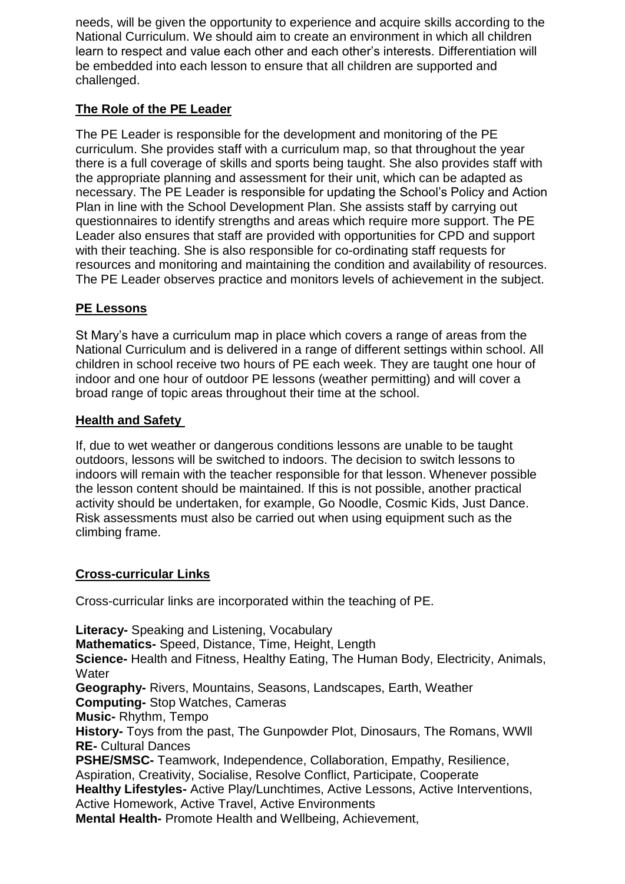needs, will be given the opportunity to experience and acquire skills according to the National Curriculum. We should aim to create an environment in which all children learn to respect and value each other and each other's interests. Differentiation will be embedded into each lesson to ensure that all children are supported and challenged.

## The Role of the PE Leader

The PE Leader is responsible for the development and monitoring of the PE curriculum. She provides staff with a curriculum map, so that throughout the year there is a full coverage of skills and sports being taught. She also provides staff with the appropriate planning and assessment for their unit, which can be adapted as necessary. The PE Leader is responsible for updating the School's Policy and Action Plan in line with the School Development Plan. She assists staff by carrying out questionnaires to identify strengths and areas which require more support. The PE Leader also ensures that staff are provided with opportunities for CPD and support with their teaching. She is also responsible for co-ordinating staff requests for resources and monitoring and maintaining the condition and availability of resources. The PE Leader observes practice and monitors levels of achievement in the subject.

## PE Lessons

St Mary's have a curriculum map in place which covers a range of areas from the National Curriculum and is delivered in a range of different settings within school. All children in school receive two hours of PE each week. They are taught one hour of indoor and one hour of outdoor PE lessons (weather permitting) and will cover a broad range of topic areas throughout their time at the school.

## Health and Safety

If, due to wet weather or dangerous conditions lessons are unable to be taught outdoors, lessons will be switched to indoors. The decision to switch lessons to indoors will remain with the teacher responsible for that lesson. Whenever possible the lesson content should be maintained. If this is not possible, another practical activity should be undertaken, for example, Go Noodle, Cosmic Kids, Just Dance. Risk assessments must also be carried out when using equipment such as the climbing frame.

## Cross-curricular Links

Cross-curricular links are incorporated within the teaching of PE.

**Literacy-** Speaking and Listening, Vocabulary
**Mathematics-** Speed, Distance, Time, Height, Length
**Science-** Health and Fitness, Healthy Eating, The Human Body, Electricity, Animals, Water
**Geography-** Rivers, Mountains, Seasons, Landscapes, Earth, Weather
**Computing-** Stop Watches, Cameras
**Music-** Rhythm, Tempo
**History-** Toys from the past, The Gunpowder Plot, Dinosaurs, The Romans, WWll
**RE-** Cultural Dances
**PSHE/SMSC-** Teamwork, Independence, Collaboration, Empathy, Resilience, Aspiration, Creativity, Socialise, Resolve Conflict, Participate, Cooperate
**Healthy Lifestyles-** Active Play/Lunchtimes, Active Lessons, Active Interventions, Active Homework, Active Travel, Active Environments
**Mental Health-** Promote Health and Wellbeing, Achievement,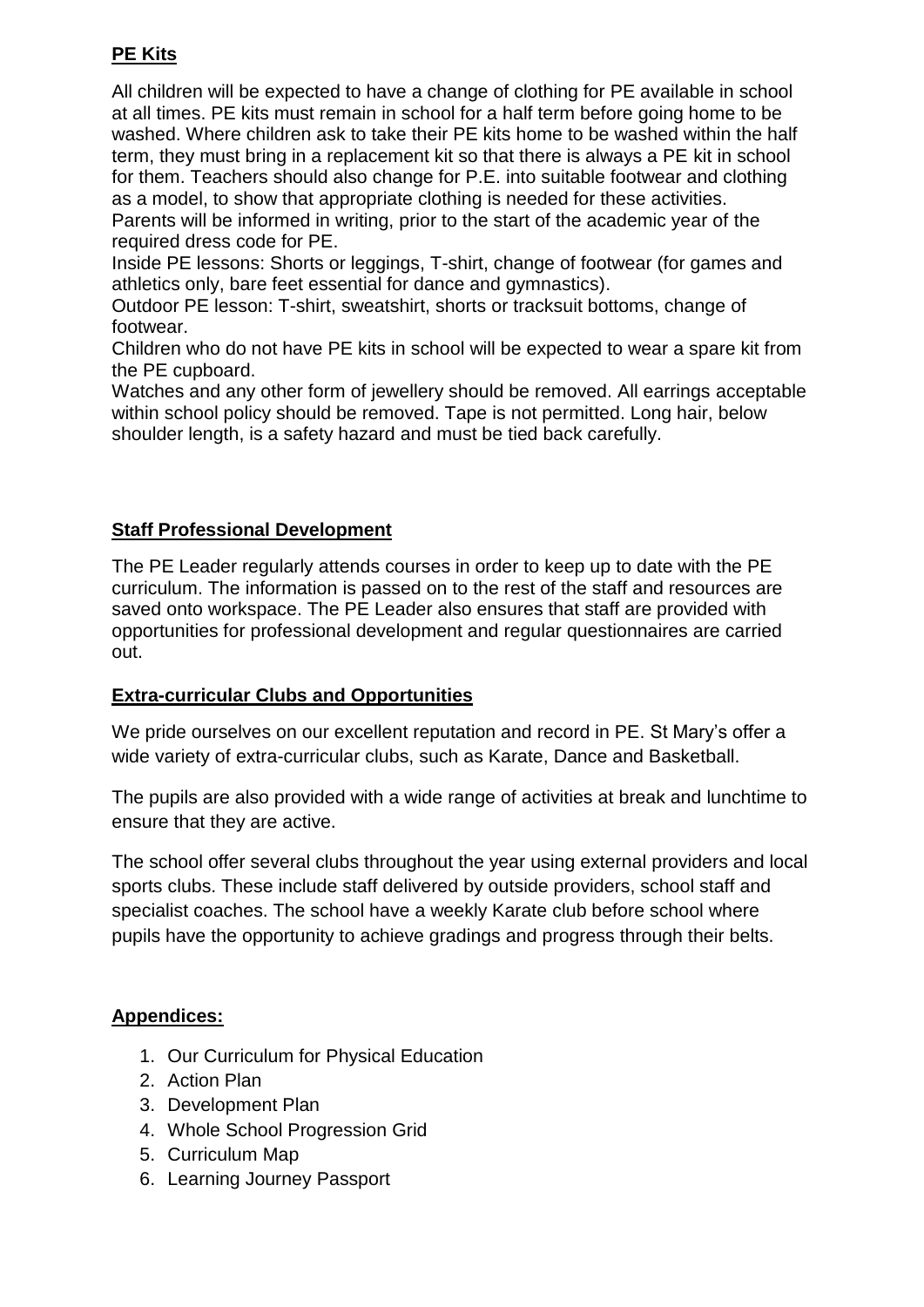## PE Kits

All children will be expected to have a change of clothing for PE available in school at all times. PE kits must remain in school for a half term before going home to be washed. Where children ask to take their PE kits home to be washed within the half term, they must bring in a replacement kit so that there is always a PE kit in school for them. Teachers should also change for P.E. into suitable footwear and clothing as a model, to show that appropriate clothing is needed for these activities.
Parents will be informed in writing, prior to the start of the academic year of the required dress code for PE.
Inside PE lessons: Shorts or leggings, T-shirt, change of footwear (for games and athletics only, bare feet essential for dance and gymnastics).
Outdoor PE lesson: T-shirt, sweatshirt, shorts or tracksuit bottoms, change of footwear.
Children who do not have PE kits in school will be expected to wear a spare kit from the PE cupboard.
Watches and any other form of jewellery should be removed. All earrings acceptable within school policy should be removed. Tape is not permitted. Long hair, below shoulder length, is a safety hazard and must be tied back carefully.

## Staff Professional Development

The PE Leader regularly attends courses in order to keep up to date with the PE curriculum. The information is passed on to the rest of the staff and resources are saved onto workspace. The PE Leader also ensures that staff are provided with opportunities for professional development and regular questionnaires are carried out.

## Extra-curricular Clubs and Opportunities

We pride ourselves on our excellent reputation and record in PE. St Mary's offer a wide variety of extra-curricular clubs, such as Karate, Dance and Basketball.

The pupils are also provided with a wide range of activities at break and lunchtime to ensure that they are active.

The school offer several clubs throughout the year using external providers and local sports clubs. These include staff delivered by outside providers, school staff and specialist coaches. The school have a weekly Karate club before school where pupils have the opportunity to achieve gradings and progress through their belts.

## Appendices:

1. Our Curriculum for Physical Education
2. Action Plan
3. Development Plan
4. Whole School Progression Grid
5. Curriculum Map
6. Learning Journey Passport